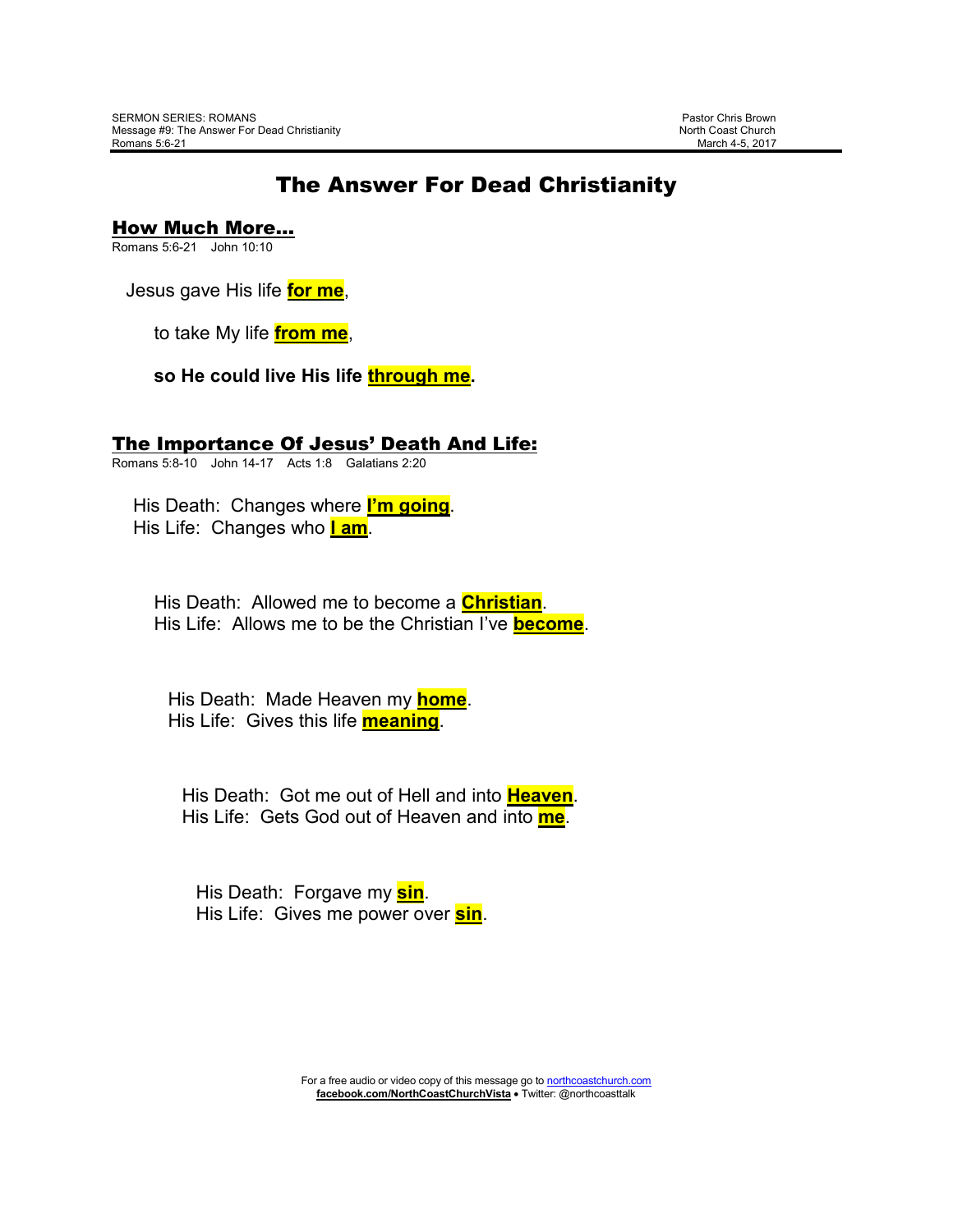SERMON SERIES: ROMANS
Message #9: The Answer For Dead Christianity
Romans 5:6-21

Pastor Chris Brown
North Coast Church
March 4-5, 2017

# The Answer For Dead Christianity

## How Much More…

Romans 5:6-21    John 10:10

Jesus gave His life **for me**,

to take My life **from me**,

**so He could live His life through me.**

## The Importance Of Jesus' Death And Life:

Romans 5:8-10    John 14-17    Acts 1:8    Galatians 2:20

His Death: Changes where **I'm going**.
His Life: Changes who **I am**.

His Death: Allowed me to become a **Christian**.
His Life: Allows me to be the Christian I've **become**.

His Death: Made Heaven my **home**.
His Life: Gives this life **meaning**.

His Death: Got me out of Hell and into **Heaven**.
His Life: Gets God out of Heaven and into **me**.

His Death: Forgave my **sin**.
His Life: Gives me power over **sin**.

For a free audio or video copy of this message go to northcoastchurch.com
**facebook.com/NorthCoastChurchVista** • Twitter: @northcoasttalk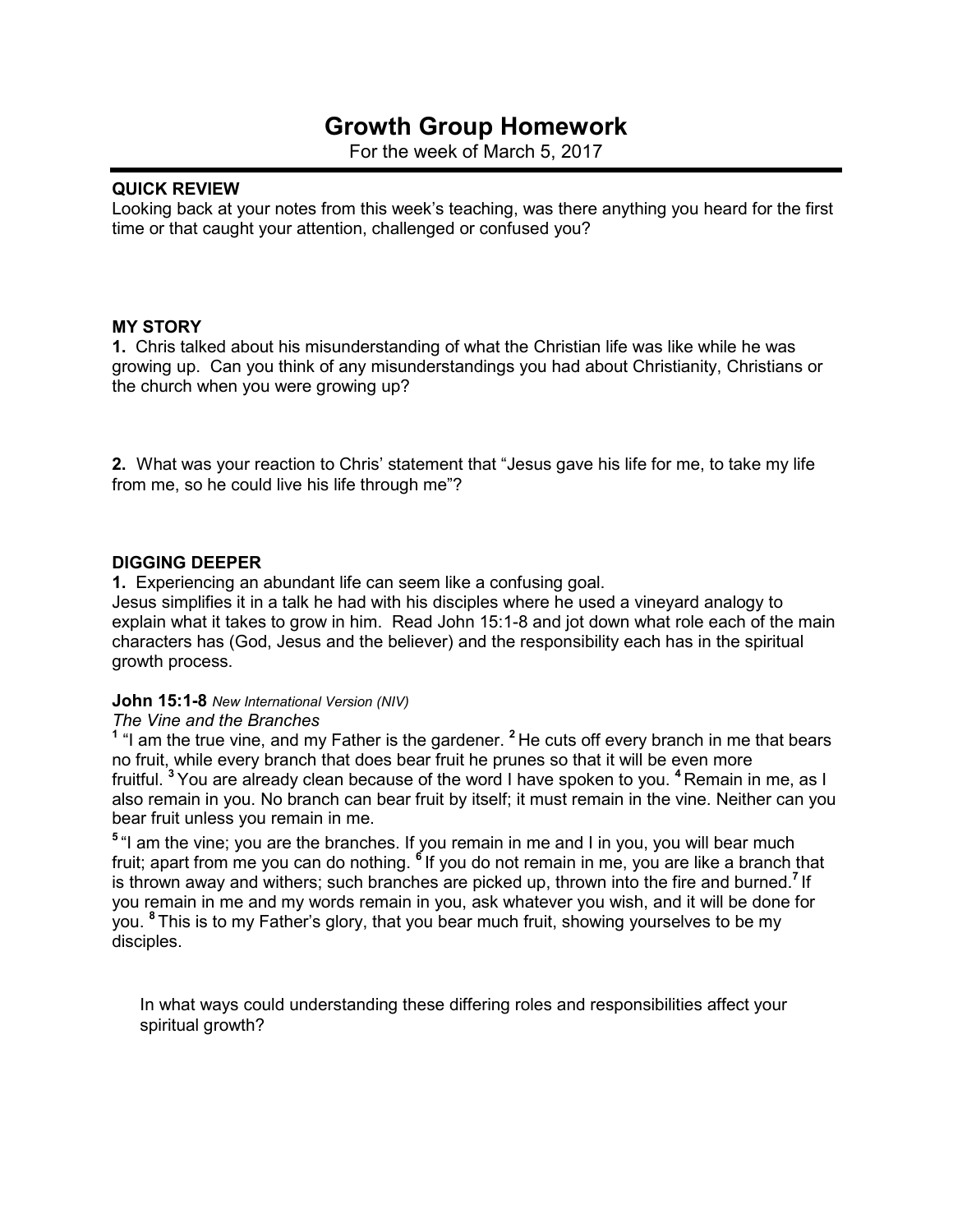# Growth Group Homework

For the week of March 5, 2017

**QUICK REVIEW**

Looking back at your notes from this week's teaching, was there anything you heard for the first time or that caught your attention, challenged or confused you?

**MY STORY**

**1.** Chris talked about his misunderstanding of what the Christian life was like while he was growing up. Can you think of any misunderstandings you had about Christianity, Christians or the church when you were growing up?

**2.** What was your reaction to Chris' statement that "Jesus gave his life for me, to take my life from me, so he could live his life through me"?

**DIGGING DEEPER**

**1.** Experiencing an abundant life can seem like a confusing goal.

Jesus simplifies it in a talk he had with his disciples where he used a vineyard analogy to explain what it takes to grow in him. Read John 15:1-8 and jot down what role each of the main characters has (God, Jesus and the believer) and the responsibility each has in the spiritual growth process.

**John 15:1-8** *New International Version (NIV)*

*The Vine and the Branches*

[1] "I am the true vine, and my Father is the gardener. [2] He cuts off every branch in me that bears no fruit, while every branch that does bear fruit he prunes so that it will be even more fruitful. [3] You are already clean because of the word I have spoken to you. [4] Remain in me, as I also remain in you. No branch can bear fruit by itself; it must remain in the vine. Neither can you bear fruit unless you remain in me.

[5] "I am the vine; you are the branches. If you remain in me and I in you, you will bear much fruit; apart from me you can do nothing. [6] If you do not remain in me, you are like a branch that is thrown away and withers; such branches are picked up, thrown into the fire and burned.[7] If you remain in me and my words remain in you, ask whatever you wish, and it will be done for you. [8] This is to my Father's glory, that you bear much fruit, showing yourselves to be my disciples.

In what ways could understanding these differing roles and responsibilities affect your spiritual growth?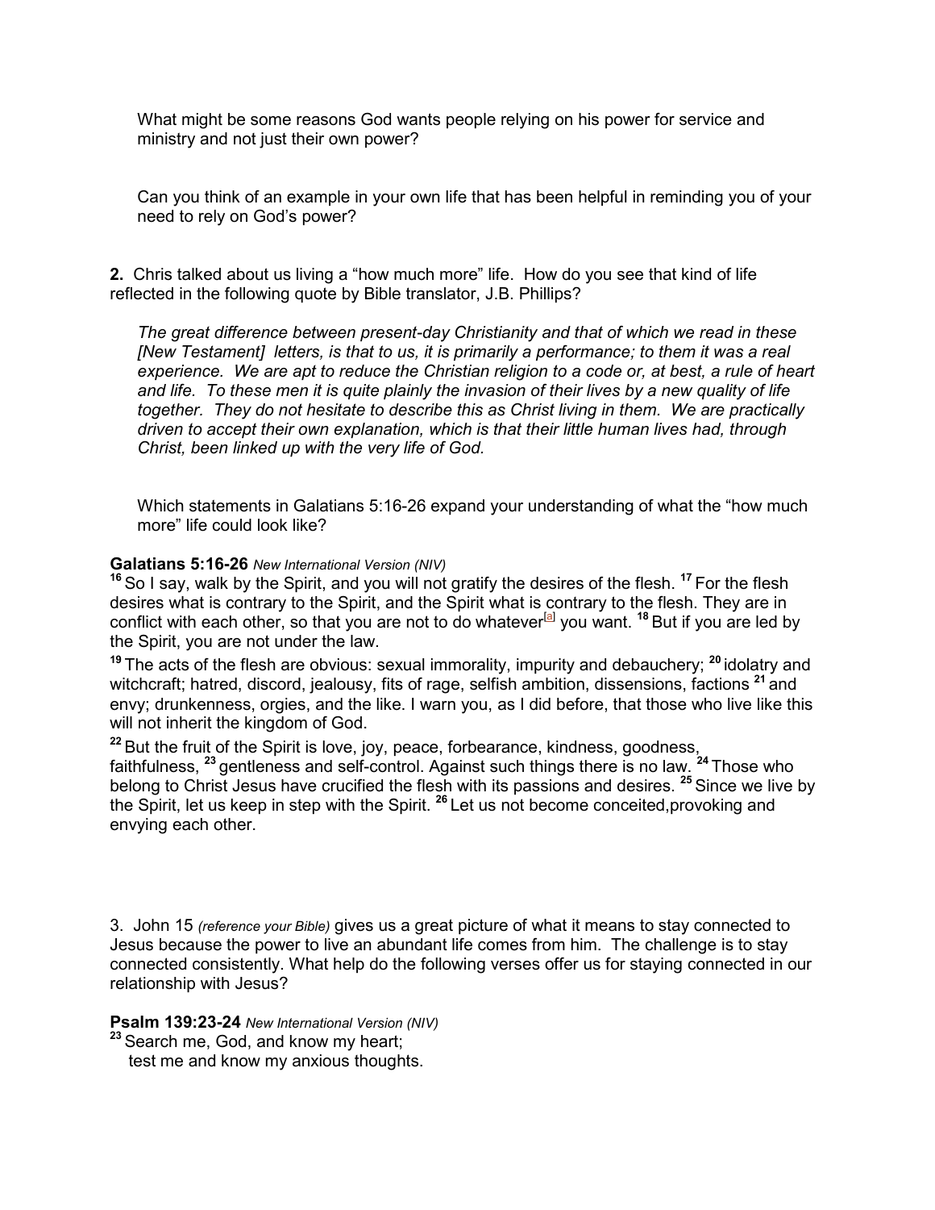What might be some reasons God wants people relying on his power for service and ministry and not just their own power?

Can you think of an example in your own life that has been helpful in reminding you of your need to rely on God's power?

**2.** Chris talked about us living a "how much more" life. How do you see that kind of life reflected in the following quote by Bible translator, J.B. Phillips?

*The great difference between present-day Christianity and that of which we read in these [New Testament] letters, is that to us, it is primarily a performance; to them it was a real experience. We are apt to reduce the Christian religion to a code or, at best, a rule of heart and life. To these men it is quite plainly the invasion of their lives by a new quality of life together. They do not hesitate to describe this as Christ living in them. We are practically driven to accept their own explanation, which is that their little human lives had, through Christ, been linked up with the very life of God.*

Which statements in Galatians 5:16-26 expand your understanding of what the "how much more" life could look like?

**Galatians 5:16-26** *New International Version (NIV)*
**16** So I say, walk by the Spirit, and you will not gratify the desires of the flesh. **17** For the flesh desires what is contrary to the Spirit, and the Spirit what is contrary to the flesh. They are in conflict with each other, so that you are not to do whatever[a] you want. **18** But if you are led by the Spirit, you are not under the law.

**19** The acts of the flesh are obvious: sexual immorality, impurity and debauchery; **20** idolatry and witchcraft; hatred, discord, jealousy, fits of rage, selfish ambition, dissensions, factions **21** and envy; drunkenness, orgies, and the like. I warn you, as I did before, that those who live like this will not inherit the kingdom of God.

**22** But the fruit of the Spirit is love, joy, peace, forbearance, kindness, goodness, faithfulness, **23** gentleness and self-control. Against such things there is no law. **24** Those who belong to Christ Jesus have crucified the flesh with its passions and desires. **25** Since we live by the Spirit, let us keep in step with the Spirit. **26** Let us not become conceited,provoking and envying each other.

3. John 15 *(reference your Bible)* gives us a great picture of what it means to stay connected to Jesus because the power to live an abundant life comes from him. The challenge is to stay connected consistently. What help do the following verses offer us for staying connected in our relationship with Jesus?

**Psalm 139:23-24** *New International Version (NIV)*
**23** Search me, God, and know my heart;
test me and know my anxious thoughts.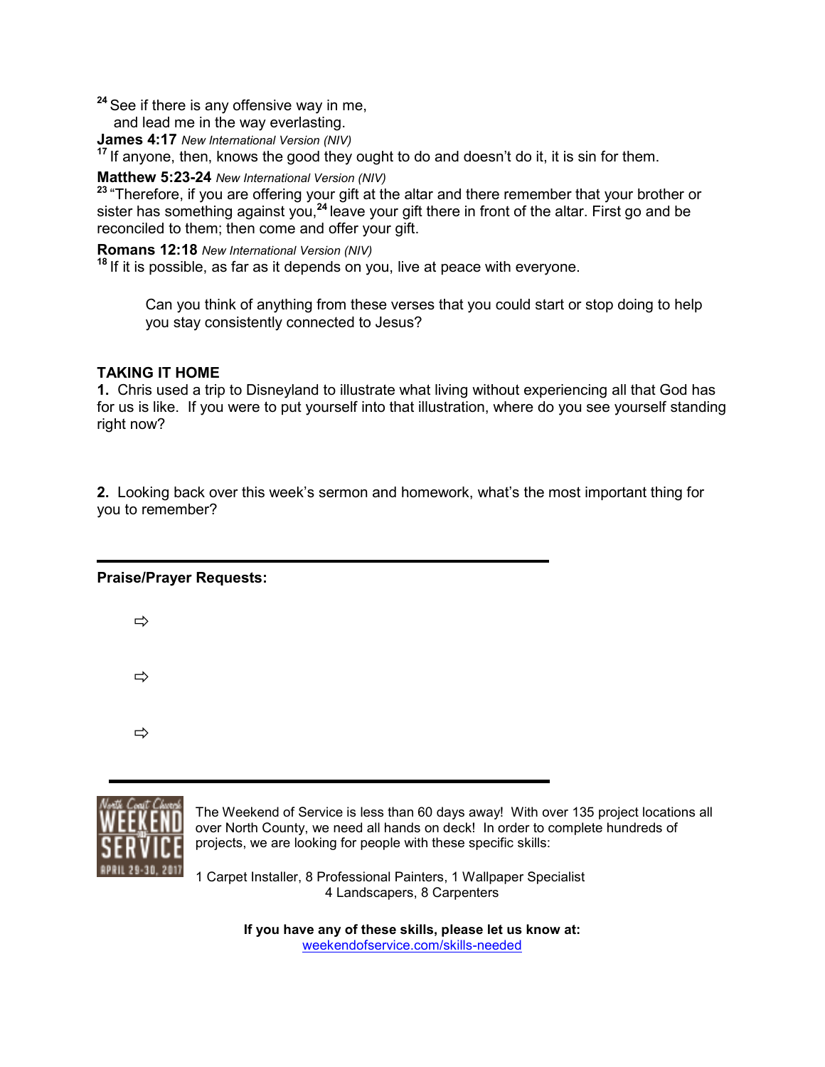[24] See if there is any offensive way in me,
and lead me in the way everlasting.

**James 4:17** *New International Version (NIV)*
[17] If anyone, then, knows the good they ought to do and doesn't do it, it is sin for them.

**Matthew 5:23-24** *New International Version (NIV)*
[23] "Therefore, if you are offering your gift at the altar and there remember that your brother or sister has something against you,[24] leave your gift there in front of the altar. First go and be reconciled to them; then come and offer your gift.

**Romans 12:18** *New International Version (NIV)*
[18] If it is possible, as far as it depends on you, live at peace with everyone.

Can you think of anything from these verses that you could start or stop doing to help you stay consistently connected to Jesus?

**TAKING IT HOME**

**1.** Chris used a trip to Disneyland to illustrate what living without experiencing all that God has for us is like. If you were to put yourself into that illustration, where do you see yourself standing right now?

**2.** Looking back over this week's sermon and homework, what's the most important thing for you to remember?

---

**Praise/Prayer Requests:**

⇨

⇨

⇨

---

North Coast Church WEEKEND OF SERVICE APRIL 29-30, 2017

The Weekend of Service is less than 60 days away! With over 135 project locations all over North County, we need all hands on deck! In order to complete hundreds of projects, we are looking for people with these specific skills:

1 Carpet Installer, 8 Professional Painters, 1 Wallpaper Specialist
4 Landscapers, 8 Carpenters

**If you have any of these skills, please let us know at:**
weekendofservice.com/skills-needed